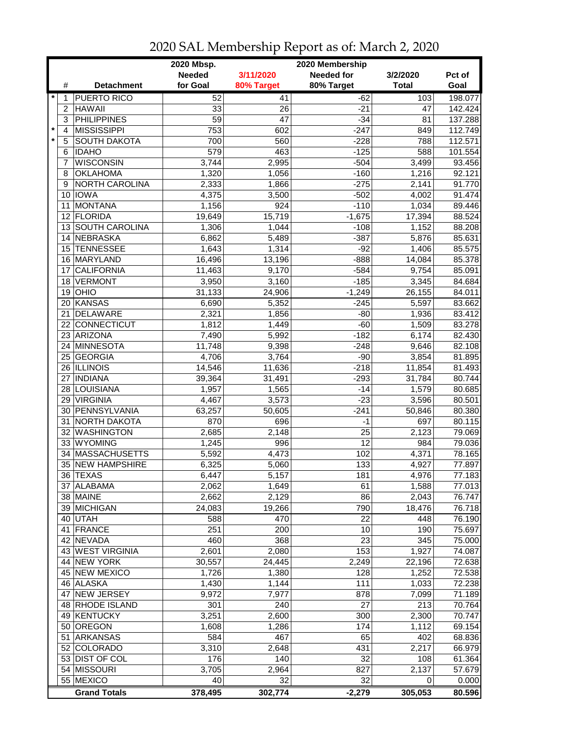# 2020 SAL Membership Report as of: March 2, 2020

| | # | Detachment | 2020 Mbsp. Needed for Goal | 3/11/2020 80% Target | 2020 Membership Needed for 80% Target | 3/2/2020 Total | Pct of Goal |
|---|---|---|---|---|---|---|---|
| * | 1 | PUERTO RICO | 52 | 41 | -62 | 103 | 198.077 |
| | 2 | HAWAII | 33 | 26 | -21 | 47 | 142.424 |
| | 3 | PHILIPPINES | 59 | 47 | -34 | 81 | 137.288 |
| * | 4 | MISSISSIPPI | 753 | 602 | -247 | 849 | 112.749 |
| * | 5 | SOUTH DAKOTA | 700 | 560 | -228 | 788 | 112.571 |
| | 6 | IDAHO | 579 | 463 | -125 | 588 | 101.554 |
| | 7 | WISCONSIN | 3,744 | 2,995 | -504 | 3,499 | 93.456 |
| | 8 | OKLAHOMA | 1,320 | 1,056 | -160 | 1,216 | 92.121 |
| | 9 | NORTH CAROLINA | 2,333 | 1,866 | -275 | 2,141 | 91.770 |
| | 10 | IOWA | 4,375 | 3,500 | -502 | 4,002 | 91.474 |
| | 11 | MONTANA | 1,156 | 924 | -110 | 1,034 | 89.446 |
| | 12 | FLORIDA | 19,649 | 15,719 | -1,675 | 17,394 | 88.524 |
| | 13 | SOUTH CAROLINA | 1,306 | 1,044 | -108 | 1,152 | 88.208 |
| | 14 | NEBRASKA | 6,862 | 5,489 | -387 | 5,876 | 85.631 |
| | 15 | TENNESSEE | 1,643 | 1,314 | -92 | 1,406 | 85.575 |
| | 16 | MARYLAND | 16,496 | 13,196 | -888 | 14,084 | 85.378 |
| | 17 | CALIFORNIA | 11,463 | 9,170 | -584 | 9,754 | 85.091 |
| | 18 | VERMONT | 3,950 | 3,160 | -185 | 3,345 | 84.684 |
| | 19 | OHIO | 31,133 | 24,906 | -1,249 | 26,155 | 84.011 |
| | 20 | KANSAS | 6,690 | 5,352 | -245 | 5,597 | 83.662 |
| | 21 | DELAWARE | 2,321 | 1,856 | -80 | 1,936 | 83.412 |
| | 22 | CONNECTICUT | 1,812 | 1,449 | -60 | 1,509 | 83.278 |
| | 23 | ARIZONA | 7,490 | 5,992 | -182 | 6,174 | 82.430 |
| | 24 | MINNESOTA | 11,748 | 9,398 | -248 | 9,646 | 82.108 |
| | 25 | GEORGIA | 4,706 | 3,764 | -90 | 3,854 | 81.895 |
| | 26 | ILLINOIS | 14,546 | 11,636 | -218 | 11,854 | 81.493 |
| | 27 | INDIANA | 39,364 | 31,491 | -293 | 31,784 | 80.744 |
| | 28 | LOUISIANA | 1,957 | 1,565 | -14 | 1,579 | 80.685 |
| | 29 | VIRGINIA | 4,467 | 3,573 | -23 | 3,596 | 80.501 |
| | 30 | PENNSYLVANIA | 63,257 | 50,605 | -241 | 50,846 | 80.380 |
| | 31 | NORTH DAKOTA | 870 | 696 | -1 | 697 | 80.115 |
| | 32 | WASHINGTON | 2,685 | 2,148 | 25 | 2,123 | 79.069 |
| | 33 | WYOMING | 1,245 | 996 | 12 | 984 | 79.036 |
| | 34 | MASSACHUSETTS | 5,592 | 4,473 | 102 | 4,371 | 78.165 |
| | 35 | NEW HAMPSHIRE | 6,325 | 5,060 | 133 | 4,927 | 77.897 |
| | 36 | TEXAS | 6,447 | 5,157 | 181 | 4,976 | 77.183 |
| | 37 | ALABAMA | 2,062 | 1,649 | 61 | 1,588 | 77.013 |
| | 38 | MAINE | 2,662 | 2,129 | 86 | 2,043 | 76.747 |
| | 39 | MICHIGAN | 24,083 | 19,266 | 790 | 18,476 | 76.718 |
| | 40 | UTAH | 588 | 470 | 22 | 448 | 76.190 |
| | 41 | FRANCE | 251 | 200 | 10 | 190 | 75.697 |
| | 42 | NEVADA | 460 | 368 | 23 | 345 | 75.000 |
| | 43 | WEST VIRGINIA | 2,601 | 2,080 | 153 | 1,927 | 74.087 |
| | 44 | NEW YORK | 30,557 | 24,445 | 2,249 | 22,196 | 72.638 |
| | 45 | NEW MEXICO | 1,726 | 1,380 | 128 | 1,252 | 72.538 |
| | 46 | ALASKA | 1,430 | 1,144 | 111 | 1,033 | 72.238 |
| | 47 | NEW JERSEY | 9,972 | 7,977 | 878 | 7,099 | 71.189 |
| | 48 | RHODE ISLAND | 301 | 240 | 27 | 213 | 70.764 |
| | 49 | KENTUCKY | 3,251 | 2,600 | 300 | 2,300 | 70.747 |
| | 50 | OREGON | 1,608 | 1,286 | 174 | 1,112 | 69.154 |
| | 51 | ARKANSAS | 584 | 467 | 65 | 402 | 68.836 |
| | 52 | COLORADO | 3,310 | 2,648 | 431 | 2,217 | 66.979 |
| | 53 | DIST OF COL | 176 | 140 | 32 | 108 | 61.364 |
| | 54 | MISSOURI | 3,705 | 2,964 | 827 | 2,137 | 57.679 |
| | 55 | MEXICO | 40 | 32 | 32 | 0 | 0.000 |
| | | **Grand Totals** | **378,495** | **302,774** | **-2,279** | **305,053** | **80.596** |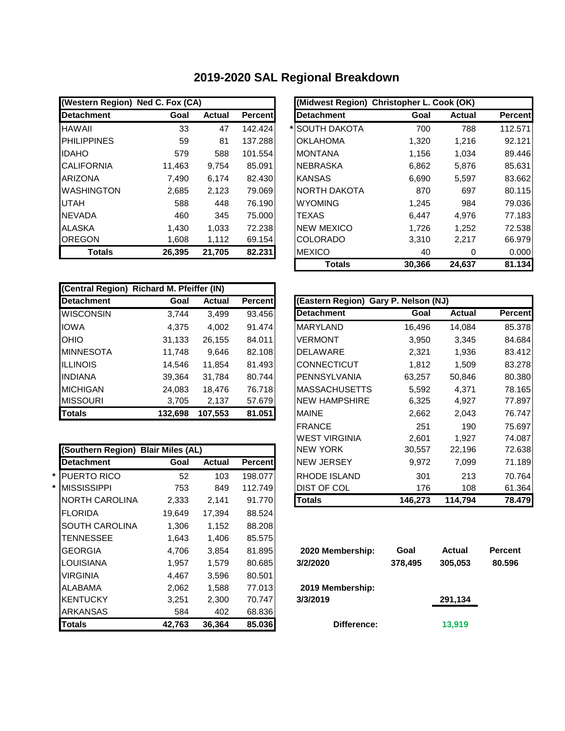# 2019-2020 SAL Regional Breakdown

| (Western Region) Ned C. Fox (CA) | | | |
|---|---|---|---|
| **Detachment** | **Goal** | **Actual** | **Percent** |
| HAWAII | 33 | 47 | 142.424 |
| PHILIPPINES | 59 | 81 | 137.288 |
| IDAHO | 579 | 588 | 101.554 |
| CALIFORNIA | 11,463 | 9,754 | 85.091 |
| ARIZONA | 7,490 | 6,174 | 82.430 |
| WASHINGTON | 2,685 | 2,123 | 79.069 |
| UTAH | 588 | 448 | 76.190 |
| NEVADA | 460 | 345 | 75.000 |
| ALASKA | 1,430 | 1,033 | 72.238 |
| OREGON | 1,608 | 1,112 | 69.154 |
| **Totals** | **26,395** | **21,705** | **82.231** |

| (Midwest Region) Christopher L. Cook (OK) | | | |
|---|---|---|---|
| **Detachment** | **Goal** | **Actual** | **Percent** |
| * SOUTH DAKOTA | 700 | 788 | 112.571 |
| OKLAHOMA | 1,320 | 1,216 | 92.121 |
| MONTANA | 1,156 | 1,034 | 89.446 |
| NEBRASKA | 6,862 | 5,876 | 85.631 |
| KANSAS | 6,690 | 5,597 | 83.662 |
| NORTH DAKOTA | 870 | 697 | 80.115 |
| WYOMING | 1,245 | 984 | 79.036 |
| TEXAS | 6,447 | 4,976 | 77.183 |
| NEW MEXICO | 1,726 | 1,252 | 72.538 |
| COLORADO | 3,310 | 2,217 | 66.979 |
| MEXICO | 40 | 0 | 0.000 |
| **Totals** | **30,366** | **24,637** | **81.134** |

| (Central Region) Richard M. Pfeiffer (IN) | | | |
|---|---|---|---|
| **Detachment** | **Goal** | **Actual** | **Percent** |
| WISCONSIN | 3,744 | 3,499 | 93.456 |
| IOWA | 4,375 | 4,002 | 91.474 |
| OHIO | 31,133 | 26,155 | 84.011 |
| MINNESOTA | 11,748 | 9,646 | 82.108 |
| ILLINOIS | 14,546 | 11,854 | 81.493 |
| INDIANA | 39,364 | 31,784 | 80.744 |
| MICHIGAN | 24,083 | 18,476 | 76.718 |
| MISSOURI | 3,705 | 2,137 | 57.679 |
| **Totals** | **132,698** | **107,553** | **81.051** |

| (Eastern Region) Gary P. Nelson (NJ) | | | |
|---|---|---|---|
| **Detachment** | **Goal** | **Actual** | **Percent** |
| MARYLAND | 16,496 | 14,084 | 85.378 |
| VERMONT | 3,950 | 3,345 | 84.684 |
| DELAWARE | 2,321 | 1,936 | 83.412 |
| CONNECTICUT | 1,812 | 1,509 | 83.278 |
| PENNSYLVANIA | 63,257 | 50,846 | 80.380 |
| MASSACHUSETTS | 5,592 | 4,371 | 78.165 |
| NEW HAMPSHIRE | 6,325 | 4,927 | 77.897 |
| MAINE | 2,662 | 2,043 | 76.747 |
| FRANCE | 251 | 190 | 75.697 |
| WEST VIRGINIA | 2,601 | 1,927 | 74.087 |
| NEW YORK | 30,557 | 22,196 | 72.638 |
| NEW JERSEY | 9,972 | 7,099 | 71.189 |
| RHODE ISLAND | 301 | 213 | 70.764 |
| DIST OF COL | 176 | 108 | 61.364 |
| **Totals** | **146,273** | **114,794** | **78.479** |

| (Southern Region) Blair Miles (AL) | | | |
|---|---|---|---|
| **Detachment** | **Goal** | **Actual** | **Percent** |
| * PUERTO RICO | 52 | 103 | 198.077 |
| * MISSISSIPPI | 753 | 849 | 112.749 |
| NORTH CAROLINA | 2,333 | 2,141 | 91.770 |
| FLORIDA | 19,649 | 17,394 | 88.524 |
| SOUTH CAROLINA | 1,306 | 1,152 | 88.208 |
| TENNESSEE | 1,643 | 1,406 | 85.575 |
| GEORGIA | 4,706 | 3,854 | 81.895 |
| LOUISIANA | 1,957 | 1,579 | 80.685 |
| VIRGINIA | 4,467 | 3,596 | 80.501 |
| ALABAMA | 2,062 | 1,588 | 77.013 |
| KENTUCKY | 3,251 | 2,300 | 70.747 |
| ARKANSAS | 584 | 402 | 68.836 |
| **Totals** | **42,763** | **36,364** | **85.036** |

| **2020 Membership:** | **Goal** | **Actual** | **Percent** |
|---|---|---|---|
| **3/2/2020** | **378,495** | **305,053** | **80.596** |
| **2019 Membership:** | | | |
| **3/3/2019** | | **291,134** | |
| **Difference:** | | **13,919** | |